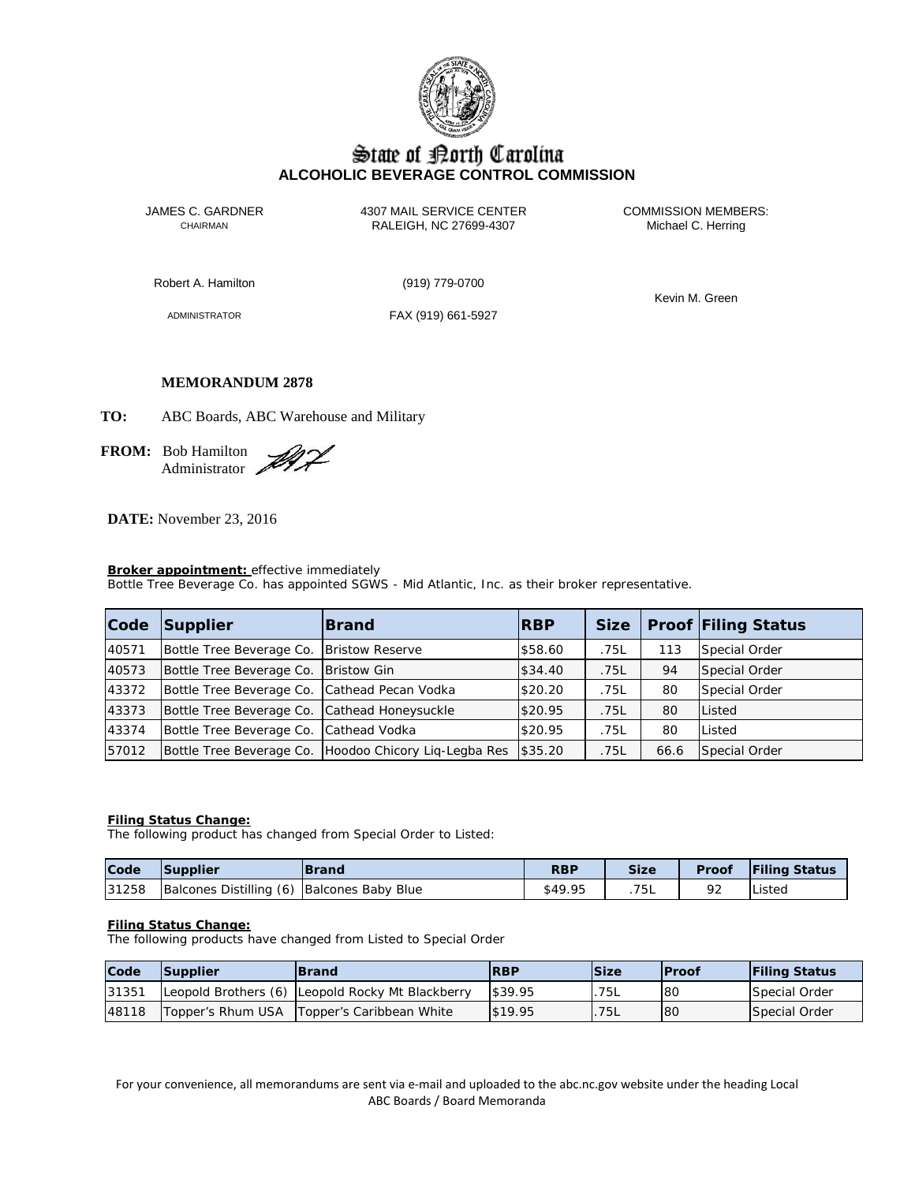State of North Carolina
**ALCOHOLIC BEVERAGE CONTROL COMMISSION**

JAMES C. GARDNER
CHAIRMAN

4307 MAIL SERVICE CENTER
RALEIGH, NC 27699-4307

COMMISSION MEMBERS:
Michael C. Herring

Robert A. Hamilton
ADMINISTRATOR

(919) 779-0700
FAX (919) 661-5927

Kevin M. Green

**MEMORANDUM 2878**

**TO:** ABC Boards, ABC Warehouse and Military

**FROM:** Bob Hamilton
Administrator

**DATE:** November 23, 2016

**Broker appointment:** effective immediately
Bottle Tree Beverage Co. has appointed SGWS - Mid Atlantic, Inc. as their broker representative.

| Code | Supplier | Brand | RBP | Size | Proof | Filing Status |
|---|---|---|---|---|---|---|
| 40571 | Bottle Tree Beverage Co. | Bristow Reserve | $58.60 | .75L | 113 | Special Order |
| 40573 | Bottle Tree Beverage Co. | Bristow Gin | $34.40 | .75L | 94 | Special Order |
| 43372 | Bottle Tree Beverage Co. | Cathead Pecan Vodka | $20.20 | .75L | 80 | Special Order |
| 43373 | Bottle Tree Beverage Co. | Cathead Honeysuckle | $20.95 | .75L | 80 | Listed |
| 43374 | Bottle Tree Beverage Co. | Cathead Vodka | $20.95 | .75L | 80 | Listed |
| 57012 | Bottle Tree Beverage Co. | Hoodoo Chicory Liq-Legba Res | $35.20 | .75L | 66.6 | Special Order |

**Filing Status Change:**
The following product has changed from Special Order to Listed:

| Code | Supplier | Brand | RBP | Size | Proof | Filing Status |
|---|---|---|---|---|---|---|
| 31258 | Balcones Distilling (6) | Balcones Baby Blue | $49.95 | .75L | 92 | Listed |

**Filing Status Change:**
The following products have changed from Listed to Special Order

| Code | Supplier | Brand | RBP | Size | Proof | Filing Status |
|---|---|---|---|---|---|---|
| 31351 | Leopold Brothers (6) | Leopold Rocky Mt Blackberry | $39.95 | .75L | 80 | Special Order |
| 48118 | Topper's Rhum USA | Topper's Caribbean White | $19.95 | .75L | 80 | Special Order |

For your convenience, all memorandums are sent via e-mail and uploaded to the abc.nc.gov website under the heading Local ABC Boards / Board Memoranda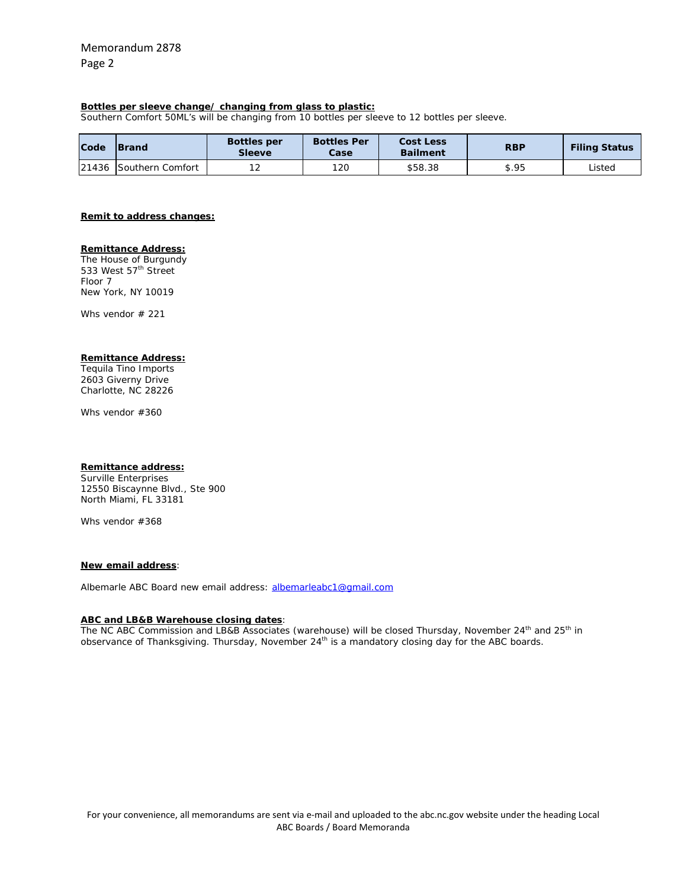**Bottles per sleeve change/ changing from glass to plastic:**

Southern Comfort 50ML's will be changing from 10 bottles per sleeve to 12 bottles per sleeve.

| Code | Brand | Bottles per Sleeve | Bottles Per Case | Cost Less Bailment | RBP | Filing Status |
|---|---|---|---|---|---|---|
| 21436 | Southern Comfort | 12 | 120 | $58.38 | $.95 | Listed |

**Remit to address changes:**

**Remittance Address:**
The House of Burgundy
533 West 57th Street
Floor 7
New York, NY 10019

Whs vendor # 221

**Remittance Address:**
Tequila Tino Imports
2603 Giverny Drive
Charlotte, NC 28226

Whs vendor #360

**Remittance address:**
Surville Enterprises
12550 Biscaynne Blvd., Ste 900
North Miami, FL 33181

Whs vendor #368

**New email address**:

Albemarle ABC Board new email address: albemarleabc1@gmail.com

**ABC and LB&B Warehouse closing dates**:

The NC ABC Commission and LB&B Associates (warehouse) will be closed Thursday, November 24th and 25th in observance of Thanksgiving. Thursday, November 24th is a mandatory closing day for the ABC boards.

For your convenience, all memorandums are sent via e-mail and uploaded to the abc.nc.gov website under the heading Local ABC Boards / Board Memoranda